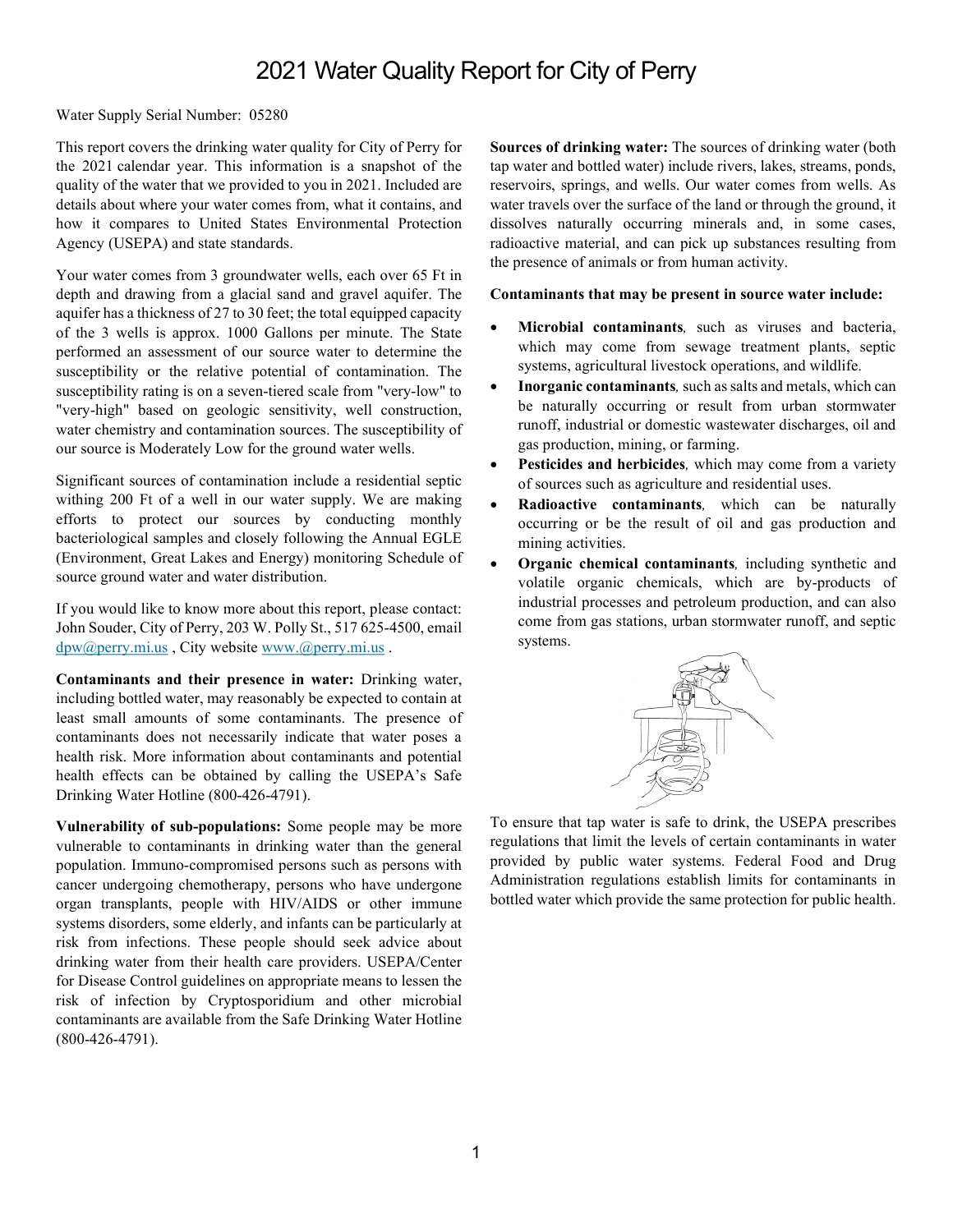# 2021 Water Quality Report for City of Perry

Water Supply Serial Number: 05280

This report covers the drinking water quality for City of Perry for the 2021 calendar year. This information is a snapshot of the quality of the water that we provided to you in 2021. Included are details about where your water comes from, what it contains, and how it compares to United States Environmental Protection Agency (USEPA) and state standards.

Your water comes from 3 groundwater wells, each over 65 Ft in depth and drawing from a glacial sand and gravel aquifer. The aquifer has a thickness of 27 to 30 feet; the total equipped capacity of the 3 wells is approx. 1000 Gallons per minute. The State performed an assessment of our source water to determine the susceptibility or the relative potential of contamination. The susceptibility rating is on a seven-tiered scale from "very-low" to "very-high" based on geologic sensitivity, well construction, water chemistry and contamination sources. The susceptibility of our source is Moderately Low for the ground water wells.

Significant sources of contamination include a residential septic withing 200 Ft of a well in our water supply. We are making efforts to protect our sources by conducting monthly bacteriological samples and closely following the Annual EGLE (Environment, Great Lakes and Energy) monitoring Schedule of source ground water and water distribution.

If you would like to know more about this report, please contact: John Souder, City of Perry, 203 W. Polly St., 517 625-4500, email dpw@perry.mi.us , City website www.@perry.mi.us .

**Contaminants and their presence in water:** Drinking water, including bottled water, may reasonably be expected to contain at least small amounts of some contaminants. The presence of contaminants does not necessarily indicate that water poses a health risk. More information about contaminants and potential health effects can be obtained by calling the USEPA's Safe Drinking Water Hotline (800-426-4791).

**Vulnerability of sub-populations:** Some people may be more vulnerable to contaminants in drinking water than the general population. Immuno-compromised persons such as persons with cancer undergoing chemotherapy, persons who have undergone organ transplants, people with HIV/AIDS or other immune systems disorders, some elderly, and infants can be particularly at risk from infections. These people should seek advice about drinking water from their health care providers. USEPA/Center for Disease Control guidelines on appropriate means to lessen the risk of infection by Cryptosporidium and other microbial contaminants are available from the Safe Drinking Water Hotline (800-426-4791).

**Sources of drinking water:** The sources of drinking water (both tap water and bottled water) include rivers, lakes, streams, ponds, reservoirs, springs, and wells. Our water comes from wells. As water travels over the surface of the land or through the ground, it dissolves naturally occurring minerals and, in some cases, radioactive material, and can pick up substances resulting from the presence of animals or from human activity.

**Contaminants that may be present in source water include:**

- ***Microbial contaminants**,* such as viruses and bacteria, which may come from sewage treatment plants, septic systems, agricultural livestock operations, and wildlife.
- ***Inorganic contaminants**,* such as salts and metals, which can be naturally occurring or result from urban stormwater runoff, industrial or domestic wastewater discharges, oil and gas production, mining, or farming.
- ***Pesticides and herbicides**,* which may come from a variety of sources such as agriculture and residential uses.
- ***Radioactive contaminants**,* which can be naturally occurring or be the result of oil and gas production and mining activities.
- ***Organic chemical contaminants**,* including synthetic and volatile organic chemicals, which are by-products of industrial processes and petroleum production, and can also come from gas stations, urban stormwater runoff, and septic systems.

To ensure that tap water is safe to drink, the USEPA prescribes regulations that limit the levels of certain contaminants in water provided by public water systems. Federal Food and Drug Administration regulations establish limits for contaminants in bottled water which provide the same protection for public health.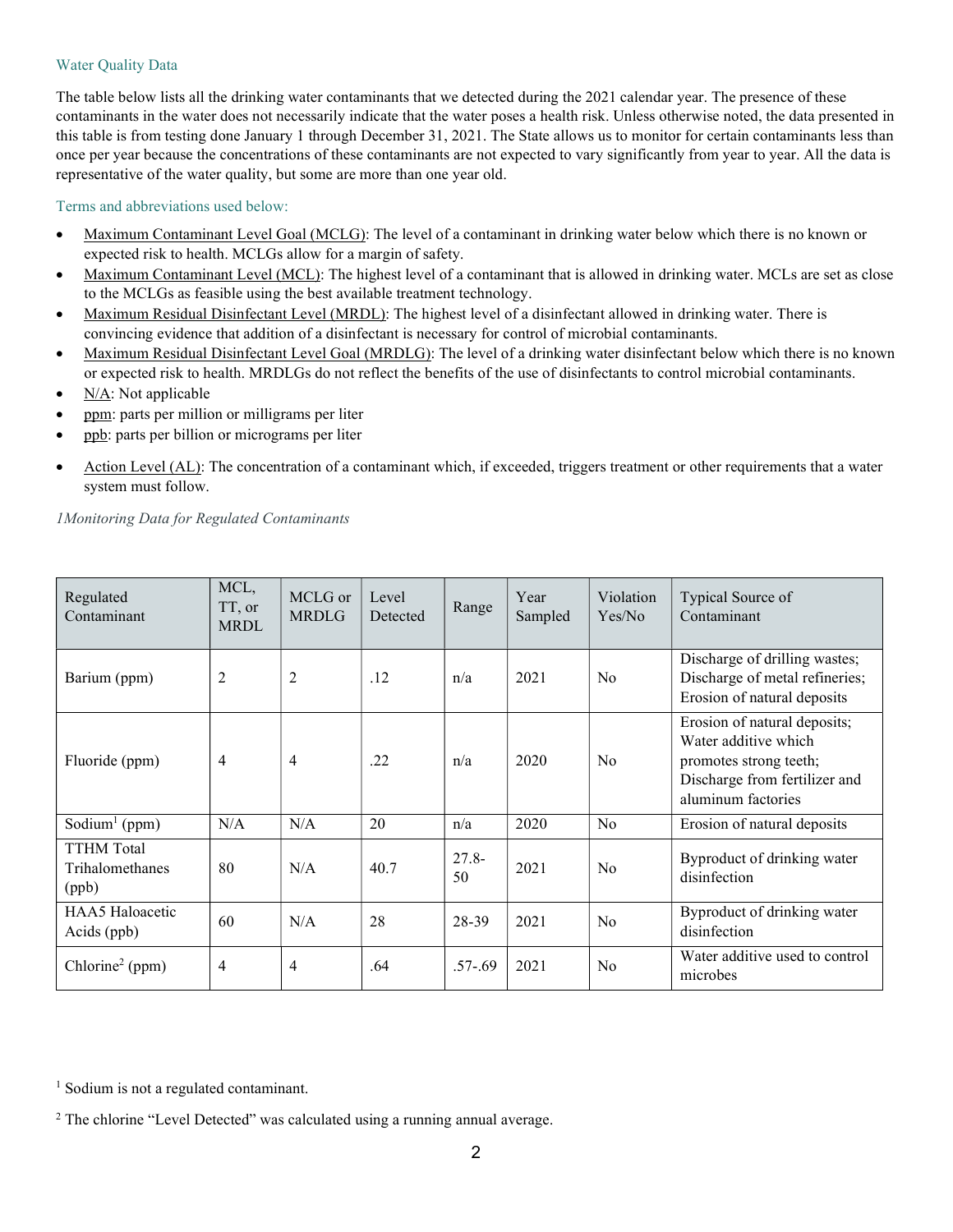## Water Quality Data

The table below lists all the drinking water contaminants that we detected during the 2021 calendar year. The presence of these contaminants in the water does not necessarily indicate that the water poses a health risk. Unless otherwise noted, the data presented in this table is from testing done January 1 through December 31, 2021. The State allows us to monitor for certain contaminants less than once per year because the concentrations of these contaminants are not expected to vary significantly from year to year. All the data is representative of the water quality, but some are more than one year old.

### Terms and abbreviations used below:

- Maximum Contaminant Level Goal (MCLG): The level of a contaminant in drinking water below which there is no known or expected risk to health. MCLGs allow for a margin of safety.
- Maximum Contaminant Level (MCL): The highest level of a contaminant that is allowed in drinking water. MCLs are set as close to the MCLGs as feasible using the best available treatment technology.
- Maximum Residual Disinfectant Level (MRDL): The highest level of a disinfectant allowed in drinking water. There is convincing evidence that addition of a disinfectant is necessary for control of microbial contaminants.
- Maximum Residual Disinfectant Level Goal (MRDLG): The level of a drinking water disinfectant below which there is no known or expected risk to health. MRDLGs do not reflect the benefits of the use of disinfectants to control microbial contaminants.
- N/A: Not applicable
- ppm: parts per million or milligrams per liter
- ppb: parts per billion or micrograms per liter
- Action Level (AL): The concentration of a contaminant which, if exceeded, triggers treatment or other requirements that a water system must follow.

*1Monitoring Data for Regulated Contaminants*

| Regulated Contaminant | MCL, TT, or MRDL | MCLG or MRDLG | Level Detected | Range | Year Sampled | Violation Yes/No | Typical Source of Contaminant |
|---|---|---|---|---|---|---|---|
| Barium (ppm) | 2 | 2 | .12 | n/a | 2021 | No | Discharge of drilling wastes; Discharge of metal refineries; Erosion of natural deposits |
| Fluoride (ppm) | 4 | 4 | .22 | n/a | 2020 | No | Erosion of natural deposits; Water additive which promotes strong teeth; Discharge from fertilizer and aluminum factories |
| Sodium[1] (ppm) | N/A | N/A | 20 | n/a | 2020 | No | Erosion of natural deposits |
| TTHM Total Trihalomethanes (ppb) | 80 | N/A | 40.7 | 27.8-50 | 2021 | No | Byproduct of drinking water disinfection |
| HAA5 Haloacetic Acids (ppb) | 60 | N/A | 28 | 28-39 | 2021 | No | Byproduct of drinking water disinfection |
| Chlorine[2] (ppm) | 4 | 4 | .64 | .57-.69 | 2021 | No | Water additive used to control microbes |

[1] Sodium is not a regulated contaminant.

[2] The chlorine "Level Detected" was calculated using a running annual average.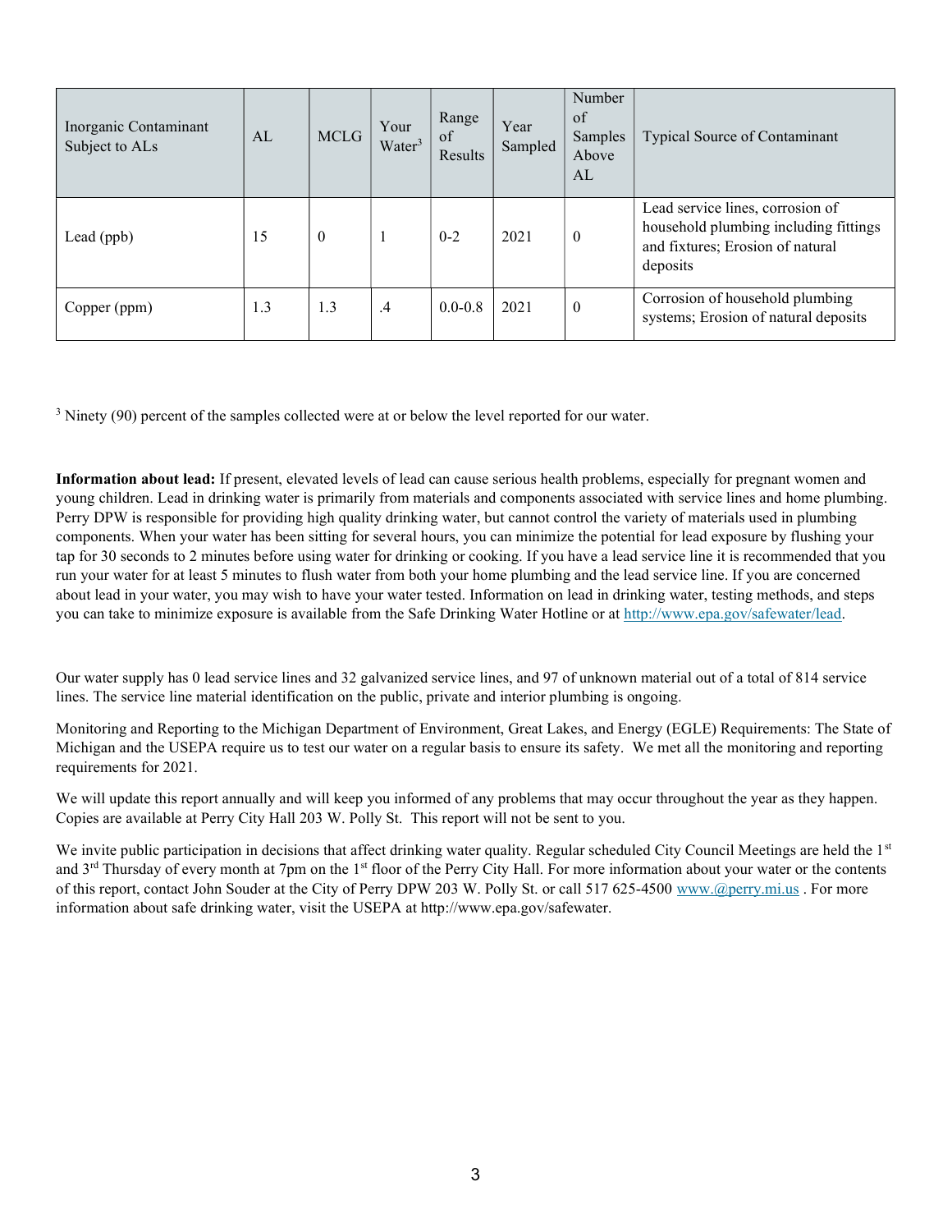| Inorganic Contaminant Subject to ALs | AL | MCLG | Your Water[3] | Range of Results | Year Sampled | Number of Samples Above AL | Typical Source of Contaminant |
|---|---|---|---|---|---|---|---|
| Lead (ppb) | 15 | 0 | 1 | 0-2 | 2021 | 0 | Lead service lines, corrosion of household plumbing including fittings and fixtures; Erosion of natural deposits |
| Copper (ppm) | 1.3 | 1.3 | .4 | 0.0-0.8 | 2021 | 0 | Corrosion of household plumbing systems; Erosion of natural deposits |

[3] Ninety (90) percent of the samples collected were at or below the level reported for our water.

**Information about lead:** If present, elevated levels of lead can cause serious health problems, especially for pregnant women and young children. Lead in drinking water is primarily from materials and components associated with service lines and home plumbing. Perry DPW is responsible for providing high quality drinking water, but cannot control the variety of materials used in plumbing components. When your water has been sitting for several hours, you can minimize the potential for lead exposure by flushing your tap for 30 seconds to 2 minutes before using water for drinking or cooking. If you have a lead service line it is recommended that you run your water for at least 5 minutes to flush water from both your home plumbing and the lead service line. If you are concerned about lead in your water, you may wish to have your water tested. Information on lead in drinking water, testing methods, and steps you can take to minimize exposure is available from the Safe Drinking Water Hotline or at http://www.epa.gov/safewater/lead.

Our water supply has 0 lead service lines and 32 galvanized service lines, and 97 of unknown material out of a total of 814 service lines. The service line material identification on the public, private and interior plumbing is ongoing.

Monitoring and Reporting to the Michigan Department of Environment, Great Lakes, and Energy (EGLE) Requirements: The State of Michigan and the USEPA require us to test our water on a regular basis to ensure its safety. We met all the monitoring and reporting requirements for 2021.

We will update this report annually and will keep you informed of any problems that may occur throughout the year as they happen. Copies are available at Perry City Hall 203 W. Polly St. This report will not be sent to you.

We invite public participation in decisions that affect drinking water quality. Regular scheduled City Council Meetings are held the 1st and 3rd Thursday of every month at 7pm on the 1st floor of the Perry City Hall. For more information about your water or the contents of this report, contact John Souder at the City of Perry DPW 203 W. Polly St. or call 517 625-4500 www.@perry.mi.us . For more information about safe drinking water, visit the USEPA at http://www.epa.gov/safewater.